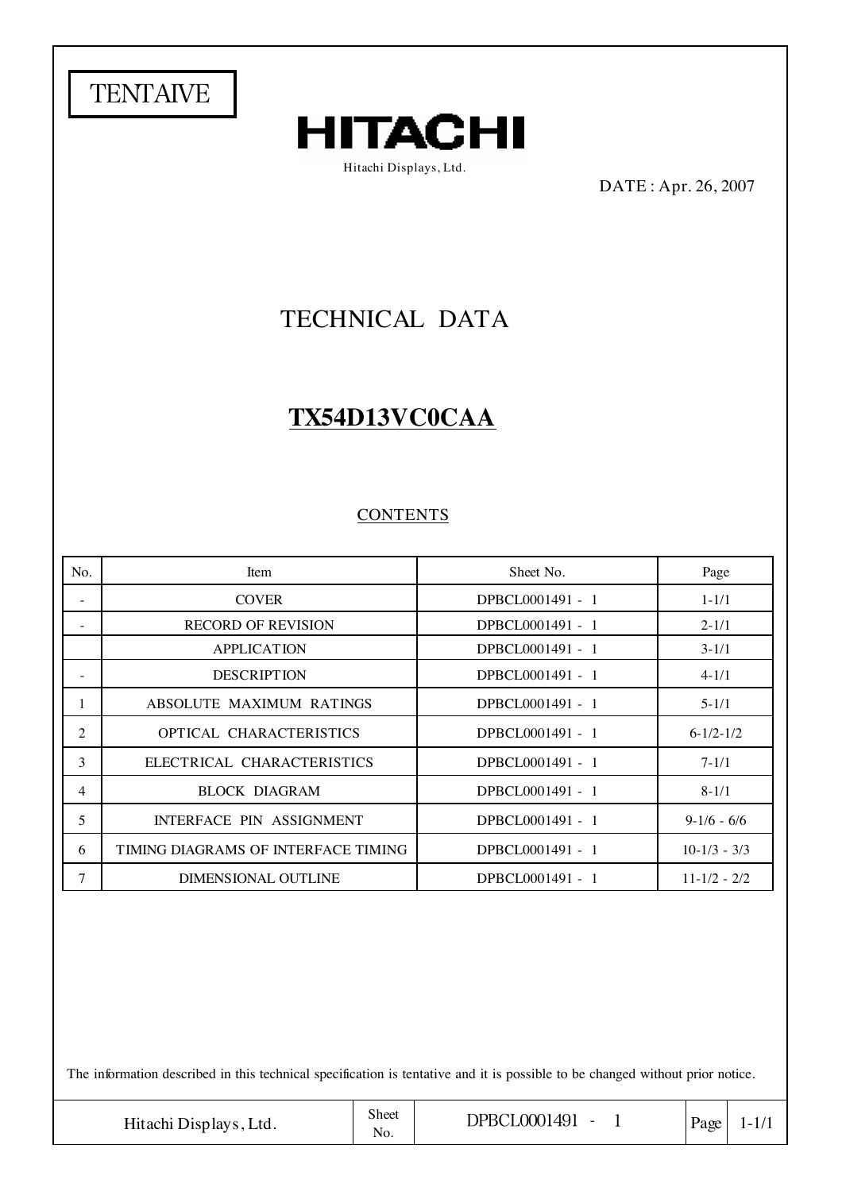TENTAIVE

# HITACHI

Hitachi Displays, Ltd.

DATE : Apr. 26, 2007

# TECHNICAL DATA

## TX54D13VC0CAA

CONTENTS

| No. | Item | Sheet No. | Page |
|---|---|---|---|
| - | COVER | DPBCL0001491 - 1 | 1-1/1 |
| - | RECORD OF REVISION | DPBCL0001491 - 1 | 2-1/1 |
| | APPLICATION | DPBCL0001491 - 1 | 3-1/1 |
| - | DESCRIPTION | DPBCL0001491 - 1 | 4-1/1 |
| 1 | ABSOLUTE MAXIMUM RATINGS | DPBCL0001491 - 1 | 5-1/1 |
| 2 | OPTICAL CHARACTERISTICS | DPBCL0001491 - 1 | 6-1/2-1/2 |
| 3 | ELECTRICAL CHARACTERISTICS | DPBCL0001491 - 1 | 7-1/1 |
| 4 | BLOCK DIAGRAM | DPBCL0001491 - 1 | 8-1/1 |
| 5 | INTERFACE PIN ASSIGNMENT | DPBCL0001491 - 1 | 9-1/6 - 6/6 |
| 6 | TIMING DIAGRAMS OF INTERFACE TIMING | DPBCL0001491 - 1 | 10-1/3 - 3/3 |
| 7 | DIMENSIONAL OUTLINE | DPBCL0001491 - 1 | 11-1/2 - 2/2 |

The information described in this technical specification is tentative and it is possible to be changed without prior notice.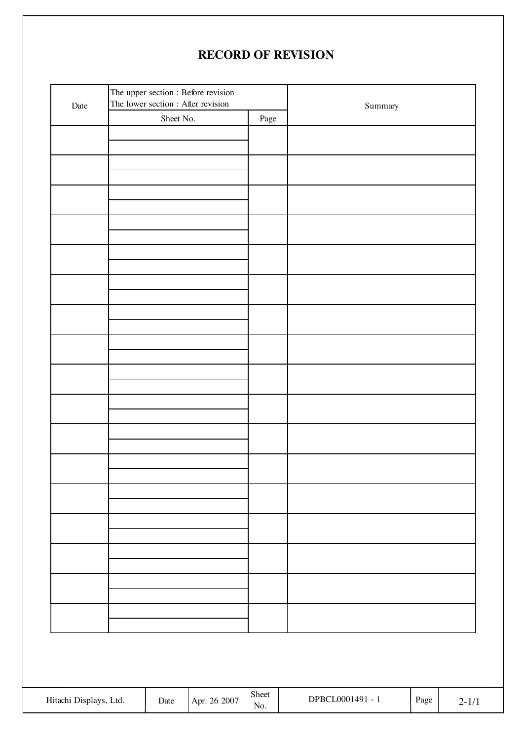# RECORD OF REVISION

| Date | The upper section : Before revision<br>The lower section : After revision<br>Sheet No. | Page | Summary |
|---|---|---|---|
| | | | |
| | | | |
| | | | |
| | | | |
| | | | |
| | | | |
| | | | |
| | | | |
| | | | |
| | | | |
| | | | |
| | | | |
| | | | |
| | | | |
| | | | |
| | | | |
| | | | |

| Hitachi Displays, Ltd. | Date | Apr. 26 2007 | Sheet No. | DPBCL0001491 - 1 | Page | 2-1/1 |
|---|---|---|---|---|---|---|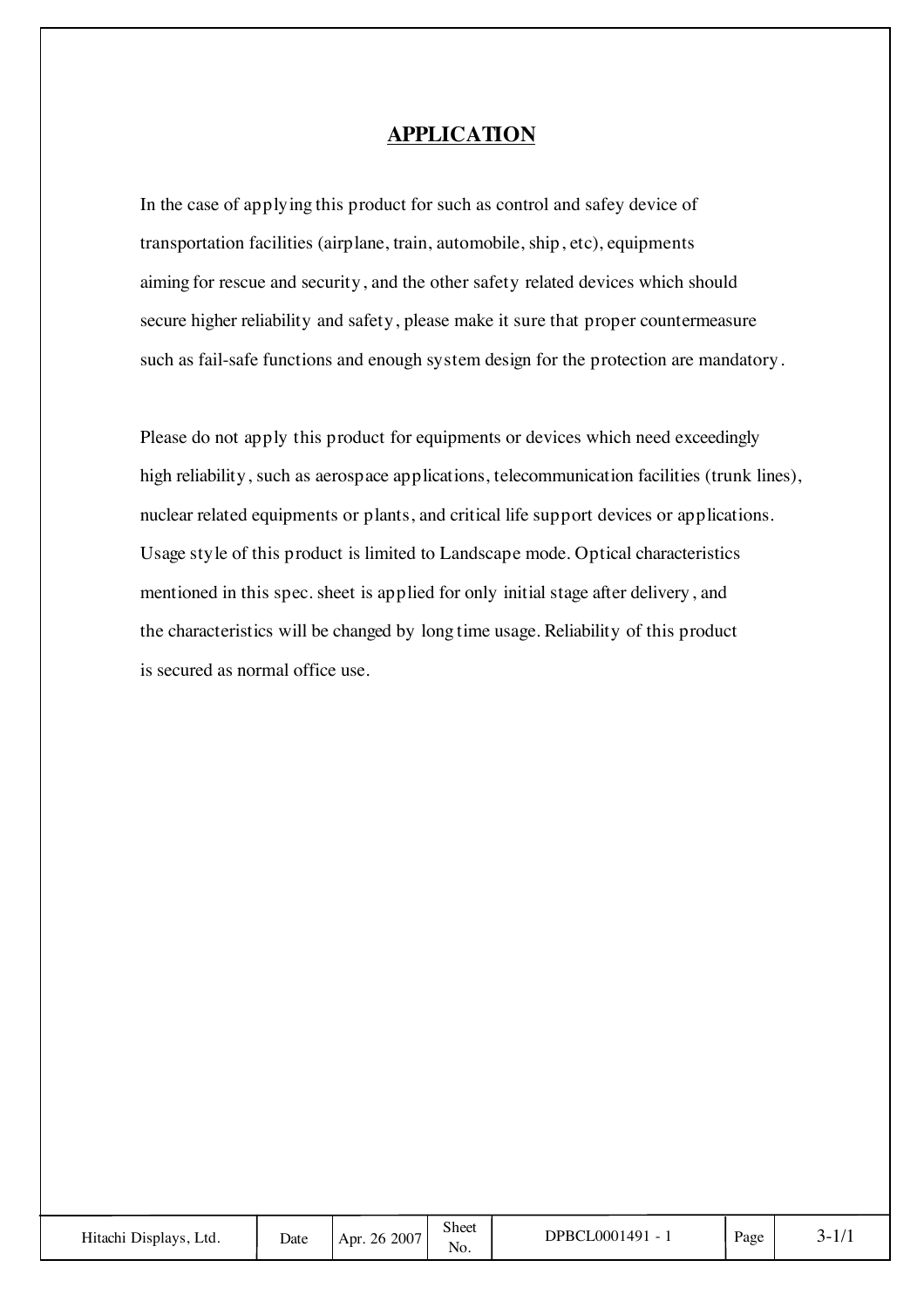# APPLICATION

In the case of applying this product for such as control and safey device of transportation facilities (airplane, train, automobile, ship, etc), equipments aiming for rescue and security, and the other safety related devices which should secure higher reliability and safety, please make it sure that proper countermeasure such as fail-safe functions and enough system design for the protection are mandatory.

Please do not apply this product for equipments or devices which need exceedingly high reliability, such as aerospace applications, telecommunication facilities (trunk lines), nuclear related equipments or plants, and critical life support devices or applications. Usage style of this product is limited to Landscape mode. Optical characteristics mentioned in this spec. sheet is applied for only initial stage after delivery, and the characteristics will be changed by long time usage. Reliability of this product is secured as normal office use.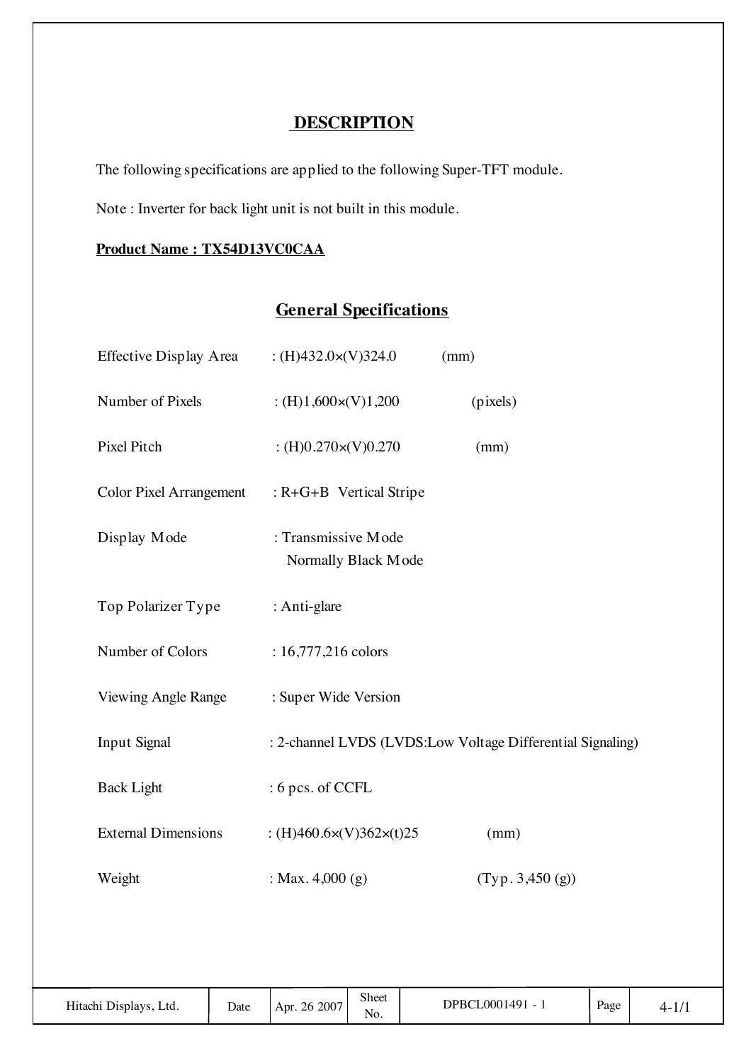## DESCRIPTION

The following specifications are applied to the following Super-TFT module.

Note : Inverter for back light unit is not built in this module.

**Product Name : TX54D13VC0CAA**

## General Specifications

| | | |
|---|---|---|
| Effective Display Area | : (H)432.0×(V)324.0 | (mm) |
| Number of Pixels | : (H)1,600×(V)1,200 | (pixels) |
| Pixel Pitch | : (H)0.270×(V)0.270 | (mm) |
| Color Pixel Arrangement | : R+G+B Vertical Stripe | |
| Display Mode | : Transmissive Mode<br>Normally Black Mode | |
| Top Polarizer Type | : Anti-glare | |
| Number of Colors | : 16,777,216 colors | |
| Viewing Angle Range | : Super Wide Version | |
| Input Signal | : 2-channel LVDS (LVDS:Low Voltage Differential Signaling) | |
| Back Light | : 6 pcs. of CCFL | |
| External Dimensions | : (H)460.6×(V)362×(t)25 | (mm) |
| Weight | : Max. 4,000 (g) | (Typ. 3,450 (g)) |

| Hitachi Displays, Ltd. | Date | Apr. 26 2007 | Sheet No. | DPBCL0001491 - 1 | Page | 4-1/1 |
|---|---|---|---|---|---|---|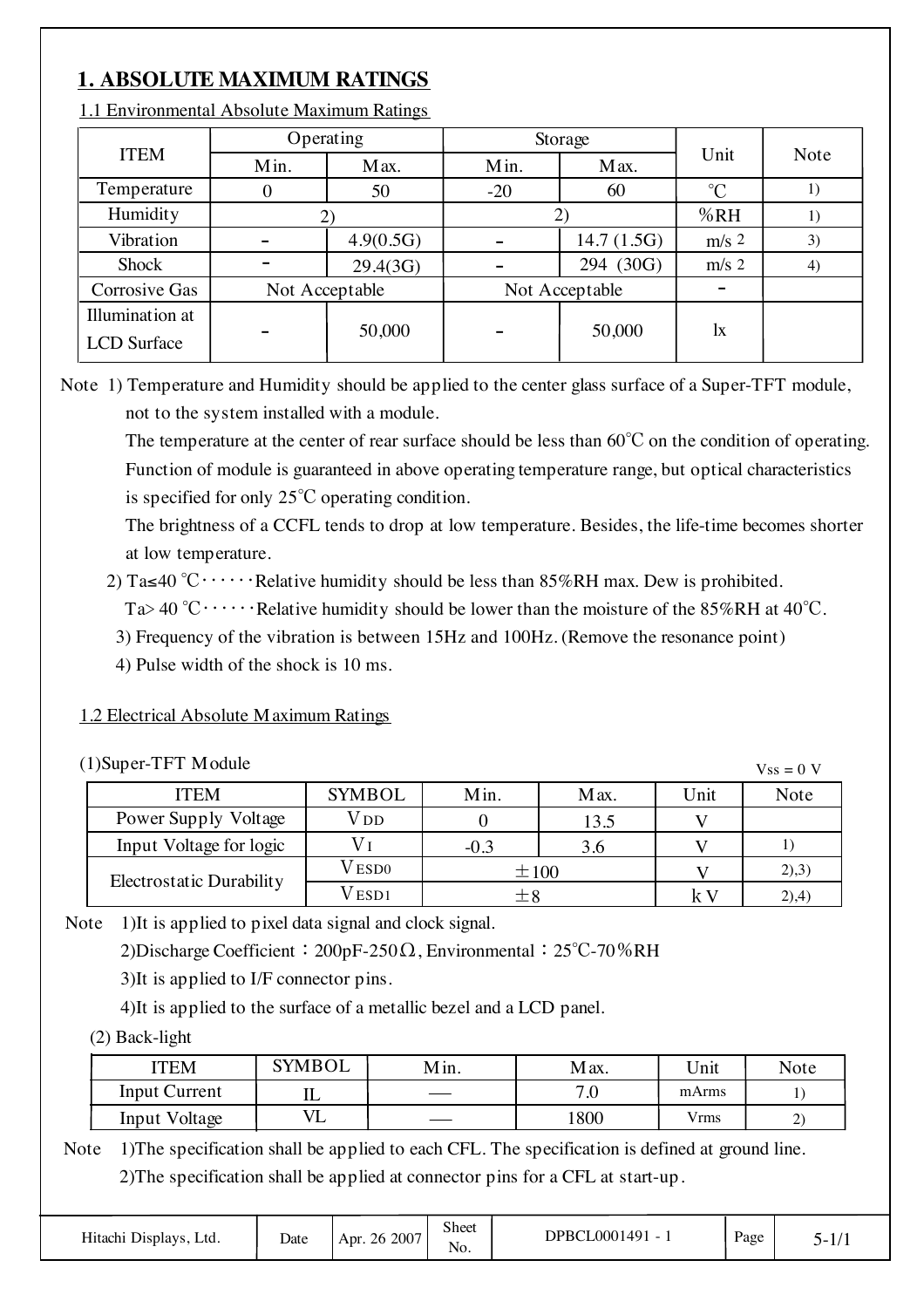# 1. ABSOLUTE MAXIMUM RATINGS

## 1.1 Environmental Absolute Maximum Ratings

| ITEM | Operating | | Storage | | Unit | Note |
|---|---|---|---|---|---|---|
| | Min. | Max. | Min. | Max. | | |
| Temperature | 0 | 50 | -20 | 60 | ℃ | 1) |
| Humidity | 2) | | 2) | | %RH | 1) |
| Vibration | - | 4.9(0.5G) | - | 14.7 (1.5G) | $m/s^2$ | 3) |
| Shock | - | 29.4(3G) | - | 294 (30G) | $m/s^2$ | 4) |
| Corrosive Gas | Not Acceptable | | Not Acceptable | | - | |
| Illumination at LCD Surface | - | 50,000 | - | 50,000 | lx | |

Note 1) Temperature and Humidity should be applied to the center glass surface of a Super-TFT module, not to the system installed with a module.
The temperature at the center of rear surface should be less than 60℃ on the condition of operating.
Function of module is guaranteed in above operating temperature range, but optical characteristics is specified for only 25℃ operating condition.
The brightness of a CCFL tends to drop at low temperature. Besides, the life-time becomes shorter at low temperature.

2) Ta≤40 ℃・・・・・・Relative humidity should be less than 85%RH max. Dew is prohibited.
Ta> 40 ℃・・・・・・Relative humidity should be lower than the moisture of the 85%RH at 40℃.

3) Frequency of the vibration is between 15Hz and 100Hz. (Remove the resonance point)

4) Pulse width of the shock is 10 ms.

## 1.2 Electrical Absolute Maximum Ratings

(1)Super-TFT Module

Vss = 0 V

| ITEM | SYMBOL | Min. | Max. | Unit | Note |
|---|---|---|---|---|---|
| Power Supply Voltage | $V_{DD}$ | 0 | 13.5 | V | |
| Input Voltage for logic | $V_I$ | -0.3 | 3.6 | V | 1) |
| Electrostatic Durability | $V_{ESD0}$ | ±100 | | V | 2),3) |
| | $V_{ESD1}$ | ±8 | | kV | 2),4) |

Note 1)It is applied to pixel data signal and clock signal.
2)Discharge Coefficient：200pF-250Ω, Environmental：25℃-70%RH
3)It is applied to I/F connector pins.
4)It is applied to the surface of a metallic bezel and a LCD panel.

(2) Back-light

| ITEM | SYMBOL | Min. | Max. | Unit | Note |
|---|---|---|---|---|---|
| Input Current | IL | — | 7.0 | mArms | 1) |
| Input Voltage | VL | — | 1800 | Vrms | 2) |

Note 1)The specification shall be applied to each CFL. The specification is defined at ground line.
2)The specification shall be applied at connector pins for a CFL at start-up.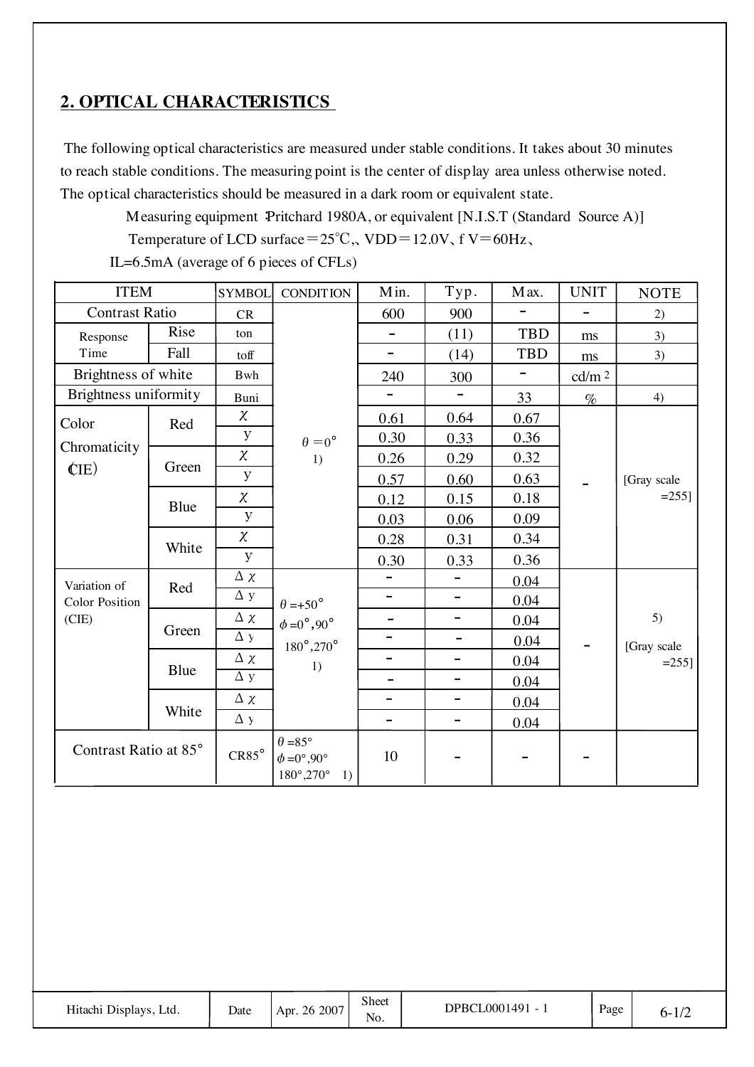## 2. OPTICAL CHARACTERISTICS

The following optical characteristics are measured under stable conditions. It takes about 30 minutes to reach stable conditions. The measuring point is the center of display area unless otherwise noted. The optical characteristics should be measured in a dark room or equivalent state.

Measuring equipment :Pritchard 1980A, or equivalent [N.I.S.T (Standard Source A)]

Temperature of LCD surface＝25℃,、VDD＝12.0V、f V＝60Hz、

IL=6.5mA (average of 6 pieces of CFLs)

| ITEM | | SYMBOL | CONDITION | Min. | Typ. | Max. | UNIT | NOTE |
|---|---|---|---|---|---|---|---|---|
| Contrast Ratio | | CR | $\theta$ =0° 1) | 600 | 900 | - | - | 2) |
| Response Time | Rise | ton | | - | (11) | TBD | ms | 3) |
| | Fall | toff | | - | (14) | TBD | ms | 3) |
| Brightness of white | | Bwh | | 240 | 300 | - | cd/m $^2$ | |
| Brightness uniformity | | Buni | | - | - | 33 | % | 4) |
| Color Chromaticity (CIE) | Red | χ | | 0.61 | 0.64 | 0.67 | - | [Gray scale =255] |
| | | y | | 0.30 | 0.33 | 0.36 | | |
| | Green | χ | | 0.26 | 0.29 | 0.32 | | |
| | | y | | 0.57 | 0.60 | 0.63 | | |
| | Blue | χ | | 0.12 | 0.15 | 0.18 | | |
| | | y | | 0.03 | 0.06 | 0.09 | | |
| | White | χ | | 0.28 | 0.31 | 0.34 | | |
| | | y | | 0.30 | 0.33 | 0.36 | | |
| Variation of Color Position (CIE) | Red | Δ χ | $\theta$ =+50° $\phi$ =0°,90° 180°,270° 1) | - | - | 0.04 | - | 5) [Gray scale =255] |
| | | Δ y | | - | - | 0.04 | | |
| | Green | Δ χ | | - | - | 0.04 | | |
| | | Δ y | | - | - | 0.04 | | |
| | Blue | Δ χ | | - | - | 0.04 | | |
| | | Δ y | | - | - | 0.04 | | |
| | White | Δ χ | | - | - | 0.04 | | |
| | | Δ y | | - | - | 0.04 | | |
| Contrast Ratio at 85° | | CR85° | $\theta$ =85° $\phi$ =0°,90° 180°,270° 1) | 10 | - | - | - | |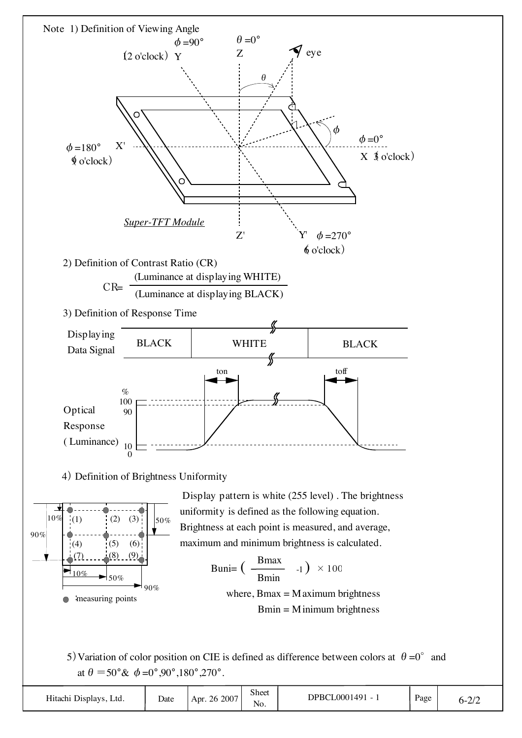Note 1) Definition of Viewing Angle

$\phi$=90° (12 o'clock) Y

$\theta$=0° Z

eye

$\phi$=180° (9 o'clock) X'

$\phi$=0° X (3 o'clock)

*Super-TFT Module*

Z'

Y' $\phi$=270° (6 o'clock)

2) Definition of Contrast Ratio (CR)

$$CR = \frac{\text{(Luminance at displaying WHITE)}}{\text{(Luminance at displaying BLACK)}}$$

3) Definition of Response Time

Displaying Data Signal: BLACK | WHITE | BLACK

Optical Response (Luminance) % : 100, 90, 10, 0

ton, toff

4) Definition of Brightness Uniformity

Measuring points (1)–(9) at 10%, 50%, 90% positions.

● :measuring points

Display pattern is white (255 level) . The brightness uniformity is defined as the following equation. Brightness at each point is measured, and average, maximum and minimum brightness is calculated.

$$Buni = \left( \frac{Bmax}{Bmin} - 1 \right) \times 100$$

where, Bmax = Maximum brightness

Bmin = Minimum brightness

5) Variation of color position on CIE is defined as difference between colors at $\theta$=0° and at $\theta$ =50°& $\phi$=0°,90°,180°,270°.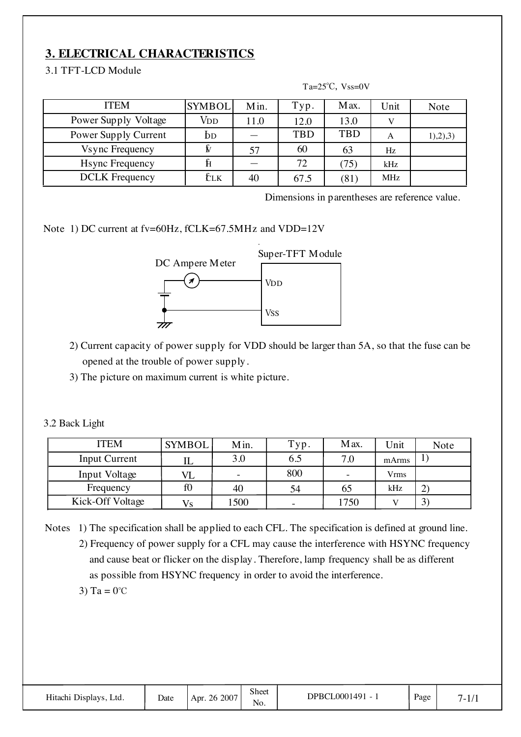## 3. ELECTRICAL CHARACTERISTICS

3.1 TFT-LCD Module

Ta=25℃, Vss=0V

| ITEM | SYMBOL | Min. | Typ. | Max. | Unit | Note |
|---|---|---|---|---|---|---|
| Power Supply Voltage | $V_{DD}$ | 11.0 | 12.0 | 13.0 | V | |
| Power Supply Current | $I_{DD}$ | – | TBD | TBD | A | 1),2),3) |
| Vsync Frequency | $f_V$ | 57 | 60 | 63 | Hz | |
| Hsync Frequency | $f_H$ | – | 72 | (75) | kHz | |
| DCLK Frequency | $f_{CLK}$ | 40 | 67.5 | (81) | MHz | |

Dimensions in parentheses are reference value.

Note 1) DC current at fv=60Hz, fCLK=67.5MHz and VDD=12V

DC Ampere Meter — Super-TFT Module (VDD, VSS)

2) Current capacity of power supply for VDD should be larger than 5A, so that the fuse can be opened at the trouble of power supply.

3) The picture on maximum current is white picture.

3.2 Back Light

| ITEM | SYMBOL | Min. | Typ. | Max. | Unit | Note |
|---|---|---|---|---|---|---|
| Input Current | IL | 3.0 | 6.5 | 7.0 | mArms | 1) |
| Input Voltage | VL | - | 800 | - | Vrms | |
| Frequency | f0 | 40 | 54 | 65 | kHz | 2) |
| Kick-Off Voltage | Vs | 1500 | - | 1750 | V | 3) |

Notes 1) The specification shall be applied to each CFL. The specification is defined at ground line.

2) Frequency of power supply for a CFL may cause the interference with HSYNC frequency and cause beat or flicker on the display. Therefore, lamp frequency shall be as different as possible from HSYNC frequency in order to avoid the interference.

3) Ta = 0℃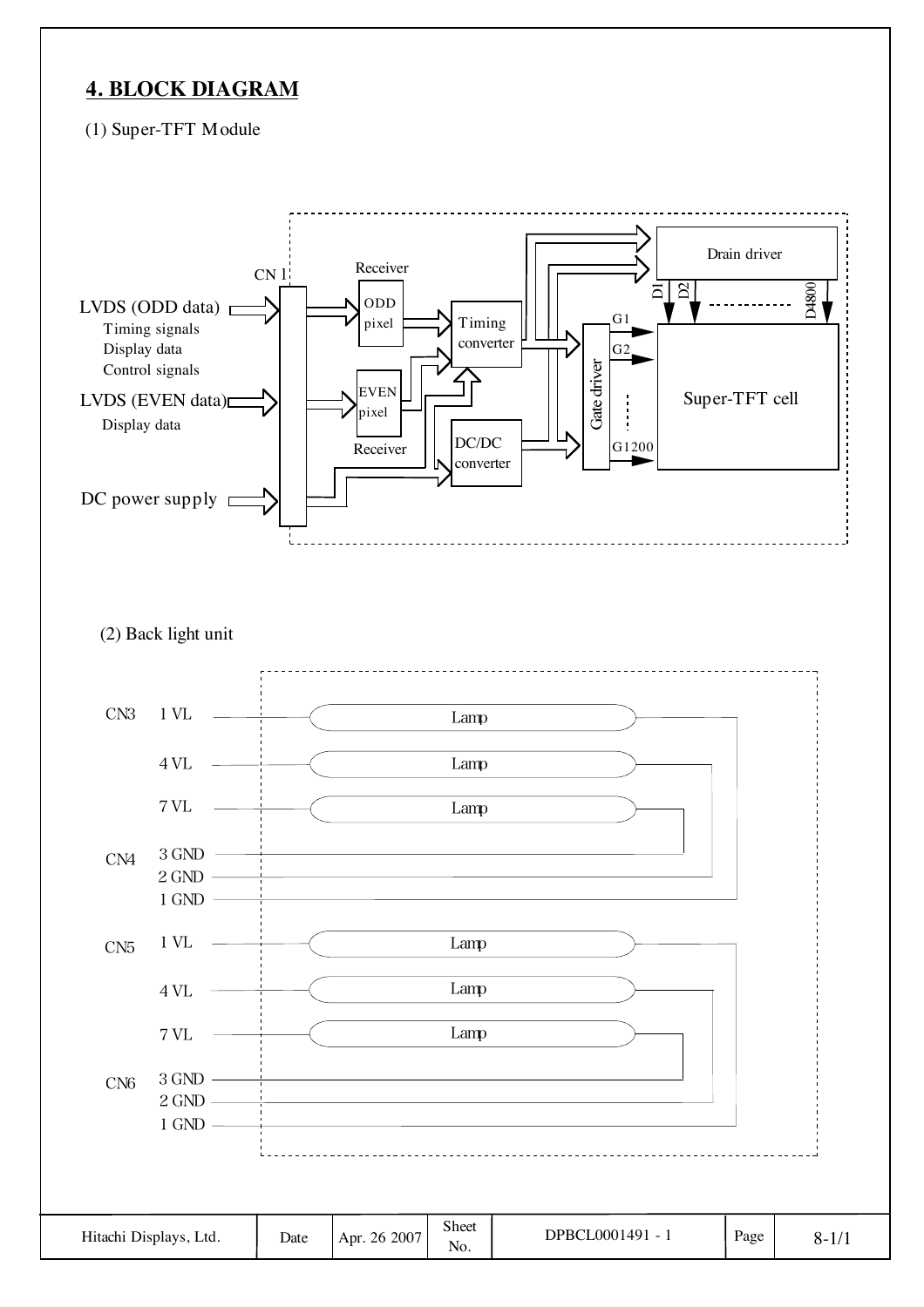## 4. BLOCK DIAGRAM

(1) Super-TFT Module

LVDS (ODD data)
- Timing signals
- Display data
- Control signals

LVDS (EVEN data)
- Display data

DC power supply

CN 1

Receiver: ODD pixel

Receiver: EVEN pixel

Timing converter

DC/DC converter

Drain driver: D1, D2, ..., D4800

Gate driver: G1, G2, ..., G1200

Super-TFT cell

(2) Back light unit

| Connector | Pin | | Connector | Pin |
|---|---|---|---|---|
| CN3 | 1 VL | Lamp | CN4 | 1 GND |
| CN3 | 4 VL | Lamp | CN4 | 2 GND |
| CN3 | 7 VL | Lamp | CN4 | 3 GND |
| CN5 | 1 VL | Lamp | CN6 | 1 GND |
| CN5 | 4 VL | Lamp | CN6 | 2 GND |
| CN5 | 7 VL | Lamp | CN6 | 3 GND |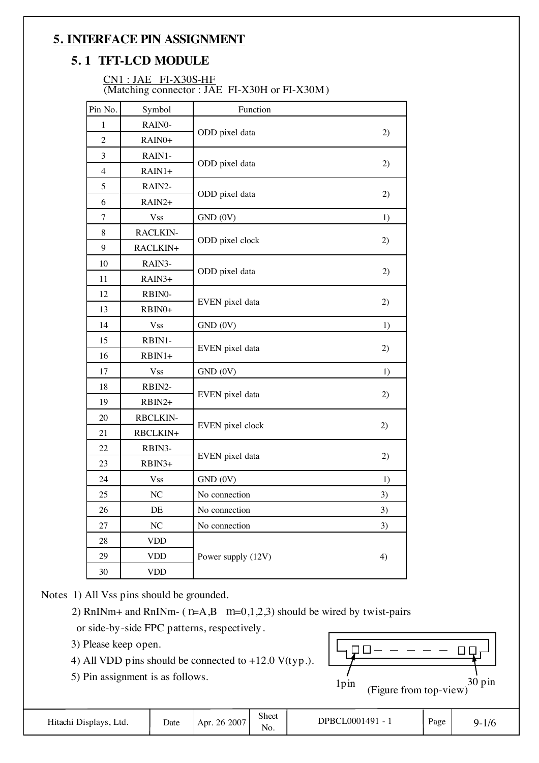# 5. INTERFACE PIN ASSIGNMENT

## 5. 1 TFT-LCD MODULE

CN1 : JAE FI-X30S-HF
(Matching connector : JAE FI-X30H or FI-X30M)

| Pin No. | Symbol | Function | |
|---|---|---|---|
| 1 | RAIN0- | ODD pixel data | 2) |
| 2 | RAIN0+ | | |
| 3 | RAIN1- | ODD pixel data | 2) |
| 4 | RAIN1+ | | |
| 5 | RAIN2- | ODD pixel data | 2) |
| 6 | RAIN2+ | | |
| 7 | Vss | GND (0V) | 1) |
| 8 | RACLKIN- | ODD pixel clock | 2) |
| 9 | RACLKIN+ | | |
| 10 | RAIN3- | ODD pixel data | 2) |
| 11 | RAIN3+ | | |
| 12 | RBIN0- | EVEN pixel data | 2) |
| 13 | RBIN0+ | | |
| 14 | Vss | GND (0V) | 1) |
| 15 | RBIN1- | EVEN pixel data | 2) |
| 16 | RBIN1+ | | |
| 17 | Vss | GND (0V) | 1) |
| 18 | RBIN2- | EVEN pixel data | 2) |
| 19 | RBIN2+ | | |
| 20 | RBCLKIN- | EVEN pixel clock | 2) |
| 21 | RBCLKIN+ | | |
| 22 | RBIN3- | EVEN pixel data | 2) |
| 23 | RBIN3+ | | |
| 24 | Vss | GND (0V) | 1) |
| 25 | NC | No connection | 3) |
| 26 | DE | No connection | 3) |
| 27 | NC | No connection | 3) |
| 28 | VDD | Power supply (12V) | 4) |
| 29 | VDD | | |
| 30 | VDD | | |

Notes 1) All Vss pins should be grounded.

2) RnINm+ and RnINm- ( n=A,B m=0,1,2,3) should be wired by twist-pairs or side-by-side FPC patterns, respectively.

3) Please keep open.

4) All VDD pins should be connected to +12.0 V(typ.).

5) Pin assignment is as follows.

1pin (Figure from top-view) 30 pin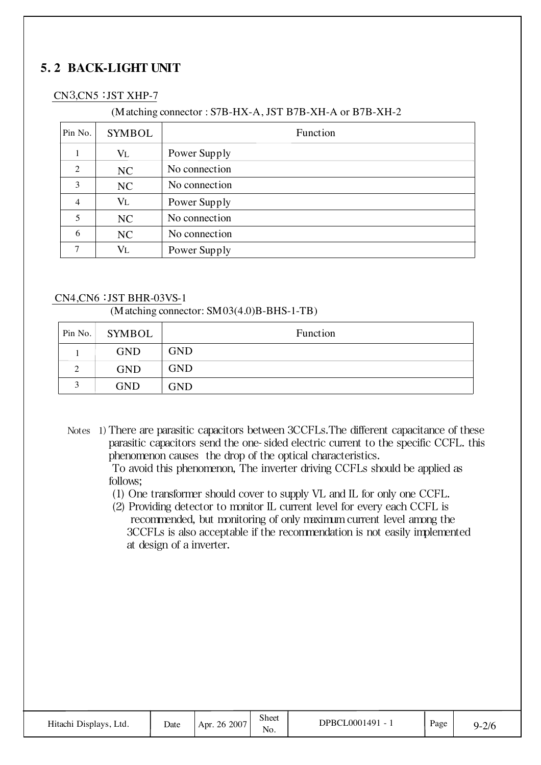## 5. 2 BACK-LIGHT UNIT

CN3,CN5 ：JST XHP-7

(Matching connector : S7B-HX-A, JST B7B-XH-A or B7B-XH-2

| Pin No. | SYMBOL | Function |
|---|---|---|
| 1 | $V_L$ | Power Supply |
| 2 | NC | No connection |
| 3 | NC | No connection |
| 4 | $V_L$ | Power Supply |
| 5 | NC | No connection |
| 6 | NC | No connection |
| 7 | $V_L$ | Power Supply |

CN4,CN6 ：JST BHR-03VS-1

(Matching connector: SM03(4.0)B-BHS-1-TB)

| Pin No. | SYMBOL | Function |
|---|---|---|
| 1 | GND | GND |
| 2 | GND | GND |
| 3 | GND | GND |

Notes 1) There are parasitic capacitors between 3CCFLs.The different capacitance of these parasitic capacitors send the one-sided electric current to the specific CCFL. this phenomenon causes the drop of the optical characteristics.

To avoid this phenomenon, The inverter driving CCFLs should be applied as follows;

(1) One transformer should cover to supply VL and IL for only one CCFL.

(2) Providing detector to monitor IL current level for every each CCFL is recommended, but monitoring of only maximum current level among the 3CCFLs is also acceptable if the recommendation is not easily implemented at design of a inverter.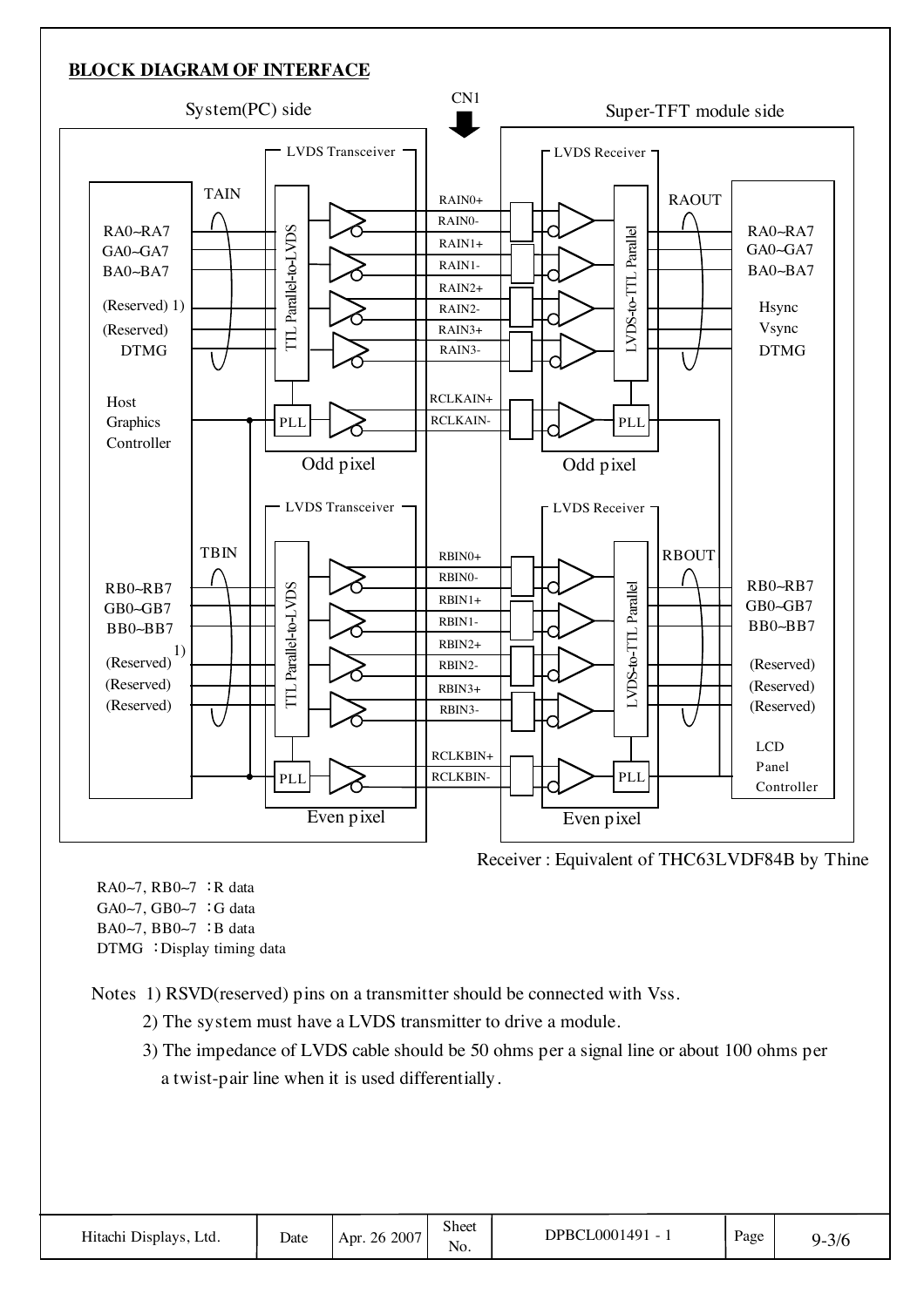## BLOCK DIAGRAM OF INTERFACE

System(PC) side — CN1 — Super-TFT module side

**Odd pixel**

- Host Graphics Controller → TAIN: RA0~RA7, GA0~GA7, BA0~BA7, (Reserved) 1), (Reserved), DTMG → LVDS Transceiver (TTL Parallel-to-LVDS, PLL)
- Signals: RAIN0+, RAIN0-, RAIN1+, RAIN1-, RAIN2+, RAIN2-, RAIN3+, RAIN3-, RCLKAIN+, RCLKAIN-
- LVDS Receiver (LVDS-to-TTL Parallel, PLL) → RAOUT: RA0~RA7, GA0~GA7, BA0~BA7, Hsync, Vsync, DTMG

**Even pixel**

- TBIN: RB0~RB7, GB0~GB7, BB0~BB7, (Reserved) 1), (Reserved), (Reserved) → LVDS Transceiver (TTL Parallel-to-LVDS, PLL)
- Signals: RBIN0+, RBIN0-, RBIN1+, RBIN1-, RBIN2+, RBIN2-, RBIN3+, RBIN3-, RCLKBIN+, RCLKBIN-
- LVDS Receiver (LVDS-to-TTL Parallel, PLL) → RBOUT: RB0~RB7, GB0~GB7, BB0~BB7, (Reserved), (Reserved), (Reserved) → LCD Panel Controller

Receiver : Equivalent of THC63LVDF84B by Thine

RA0~7, RB0~7 ：R data
GA0~7, GB0~7 ：G data
BA0~7, BB0~7 ：B data
DTMG ：Display timing data

Notes 1) RSVD(reserved) pins on a transmitter should be connected with Vss.
2) The system must have a LVDS transmitter to drive a module.
3) The impedance of LVDS cable should be 50 ohms per a signal line or about 100 ohms per a twist-pair line when it is used differentially.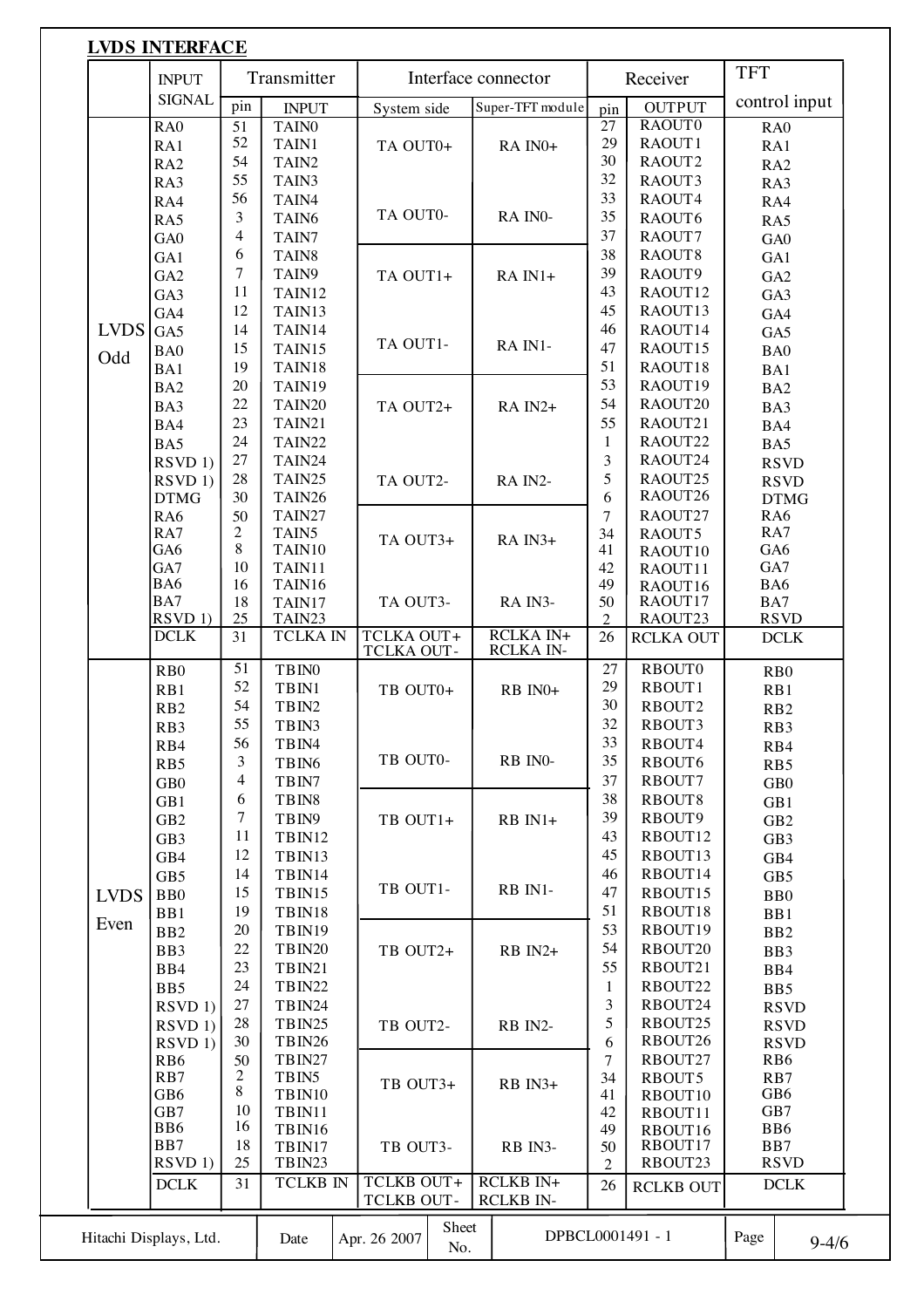**LVDS INTERFACE**

| | INPUT SIGNAL | Transmitter | | Interface connector | | Receiver | | TFT control input |
|---|---|---|---|---|---|---|---|---|
| | | pin | INPUT | System side | Super-TFT module | pin | OUTPUT | |
| LVDS Odd | RA0 | 51 | TAIN0 | TA OUT0+ | RA IN0+ | 27 | RAOUT0 | RA0 |
| | RA1 | 52 | TAIN1 | | | 29 | RAOUT1 | RA1 |
| | RA2 | 54 | TAIN2 | | | 30 | RAOUT2 | RA2 |
| | RA3 | 55 | TAIN3 | | | 32 | RAOUT3 | RA3 |
| | RA4 | 56 | TAIN4 | TA OUT0- | RA IN0- | 33 | RAOUT4 | RA4 |
| | RA5 | 3 | TAIN6 | | | 35 | RAOUT6 | RA5 |
| | GA0 | 4 | TAIN7 | | | 37 | RAOUT7 | GA0 |
| | GA1 | 6 | TAIN8 | TA OUT1+ | RA IN1+ | 38 | RAOUT8 | GA1 |
| | GA2 | 7 | TAIN9 | | | 39 | RAOUT9 | GA2 |
| | GA3 | 11 | TAIN12 | | | 43 | RAOUT12 | GA3 |
| | GA4 | 12 | TAIN13 | | | 45 | RAOUT13 | GA4 |
| | GA5 | 14 | TAIN14 | TA OUT1- | RA IN1- | 46 | RAOUT14 | GA5 |
| | BA0 | 15 | TAIN15 | | | 47 | RAOUT15 | BA0 |
| | BA1 | 19 | TAIN18 | | | 51 | RAOUT18 | BA1 |
| | BA2 | 20 | TAIN19 | TA OUT2+ | RA IN2+ | 53 | RAOUT19 | BA2 |
| | BA3 | 22 | TAIN20 | | | 54 | RAOUT20 | BA3 |
| | BA4 | 23 | TAIN21 | | | 55 | RAOUT21 | BA4 |
| | BA5 | 24 | TAIN22 | | | 1 | RAOUT22 | BA5 |
| | RSVD 1) | 27 | TAIN24 | TA OUT2- | RA IN2- | 3 | RAOUT24 | RSVD |
| | RSVD 1) | 28 | TAIN25 | | | 5 | RAOUT25 | RSVD |
| | DTMG | 30 | TAIN26 | | | 6 | RAOUT26 | DTMG |
| | RA6 | 50 | TAIN27 | TA OUT3+ | RA IN3+ | 7 | RAOUT27 | RA6 |
| | RA7 | 2 | TAIN5 | | | 34 | RAOUT5 | RA7 |
| | GA6 | 8 | TAIN10 | | | 41 | RAOUT10 | GA6 |
| | GA7 | 10 | TAIN11 | | | 42 | RAOUT11 | GA7 |
| | BA6 | 16 | TAIN16 | TA OUT3- | RA IN3- | 49 | RAOUT16 | BA6 |
| | BA7 | 18 | TAIN17 | | | 50 | RAOUT17 | BA7 |
| | RSVD 1) | 25 | TAIN23 | | | 2 | RAOUT23 | RSVD |
| | DCLK | 31 | TCLKA IN | TCLKA OUT+ TCLKA OUT- | RCLKA IN+ RCLKA IN- | 26 | RCLKA OUT | DCLK |
| LVDS Even | RB0 | 51 | TBIN0 | TB OUT0+ | RB IN0+ | 27 | RBOUT0 | RB0 |
| | RB1 | 52 | TBIN1 | | | 29 | RBOUT1 | RB1 |
| | RB2 | 54 | TBIN2 | | | 30 | RBOUT2 | RB2 |
| | RB3 | 55 | TBIN3 | | | 32 | RBOUT3 | RB3 |
| | RB4 | 56 | TBIN4 | TB OUT0- | RB IN0- | 33 | RBOUT4 | RB4 |
| | RB5 | 3 | TBIN6 | | | 35 | RBOUT6 | RB5 |
| | GB0 | 4 | TBIN7 | | | 37 | RBOUT7 | GB0 |
| | GB1 | 6 | TBIN8 | TB OUT1+ | RB IN1+ | 38 | RBOUT8 | GB1 |
| | GB2 | 7 | TBIN9 | | | 39 | RBOUT9 | GB2 |
| | GB3 | 11 | TBIN12 | | | 43 | RBOUT12 | GB3 |
| | GB4 | 12 | TBIN13 | | | 45 | RBOUT13 | GB4 |
| | GB5 | 14 | TBIN14 | TB OUT1- | RB IN1- | 46 | RBOUT14 | GB5 |
| | BB0 | 15 | TBIN15 | | | 47 | RBOUT15 | BB0 |
| | BB1 | 19 | TBIN18 | | | 51 | RBOUT18 | BB1 |
| | BB2 | 20 | TBIN19 | TB OUT2+ | RB IN2+ | 53 | RBOUT19 | BB2 |
| | BB3 | 22 | TBIN20 | | | 54 | RBOUT20 | BB3 |
| | BB4 | 23 | TBIN21 | | | 55 | RBOUT21 | BB4 |
| | BB5 | 24 | TBIN22 | | | 1 | RBOUT22 | BB5 |
| | RSVD 1) | 27 | TBIN24 | TB OUT2- | RB IN2- | 3 | RBOUT24 | RSVD |
| | RSVD 1) | 28 | TBIN25 | | | 5 | RBOUT25 | RSVD |
| | RSVD 1) | 30 | TBIN26 | | | 6 | RBOUT26 | RSVD |
| | RB6 | 50 | TBIN27 | TB OUT3+ | RB IN3+ | 7 | RBOUT27 | RB6 |
| | RB7 | 2 | TBIN5 | | | 34 | RBOUT5 | RB7 |
| | GB6 | 8 | TBIN10 | | | 41 | RBOUT10 | GB6 |
| | GB7 | 10 | TBIN11 | | | 42 | RBOUT11 | GB7 |
| | BB6 | 16 | TBIN16 | TB OUT3- | RB IN3- | 49 | RBOUT16 | BB6 |
| | BB7 | 18 | TBIN17 | | | 50 | RBOUT17 | BB7 |
| | RSVD 1) | 25 | TBIN23 | | | 2 | RBOUT23 | RSVD |
| | DCLK | 31 | TCLKB IN | TCLKB OUT+ TCLKB OUT- | RCLKB IN+ RCLKB IN- | 26 | RCLKB OUT | DCLK |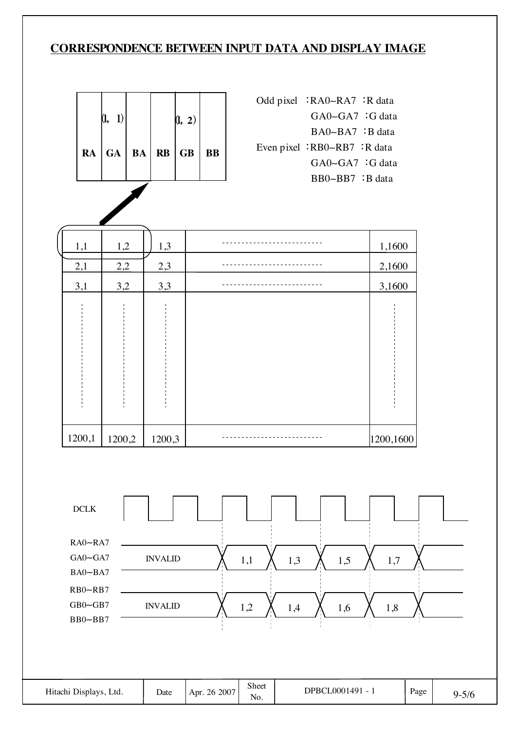## CORRESPONDENCE BETWEEN INPUT DATA AND DISPLAY IMAGE

| (1, 1) | | | (1, 2) | | |
|---|---|---|---|---|---|
| RA | GA | BA | RB | GB | BB |

Odd pixel ：RA0~RA7 ：R data
GA0~GA7 ：G data
BA0~BA7 ：B data

Even pixel ：RB0~RB7 ：R data
GA0~GA7 ：G data
BB0~BB7 ：B data

| | | | | |
|---|---|---|---|---|
| 1,1 | 1,2 | 1,3 | ------------------------ | 1,1600 |
| 2,1 | 2,2 | 2,3 | ------------------------ | 2,1600 |
| 3,1 | 3,2 | 3,3 | ------------------------ | 3,1600 |
| ⋮ | ⋮ | ⋮ | | ⋮ |
| 1200,1 | 1200,2 | 1200,3 | ------------------------ | 1200,1600 |

| Signal | | | | | | |
|---|---|---|---|---|---|---|
| DCLK | | | | | | |
| RA0~RA7 / GA0~GA7 / BA0~BA7 | INVALID | 1,1 | 1,3 | 1,5 | 1,7 | |
| RB0~RB7 / GB0~GB7 / BB0~BB7 | INVALID | 1,2 | 1,4 | 1,6 | 1,8 | |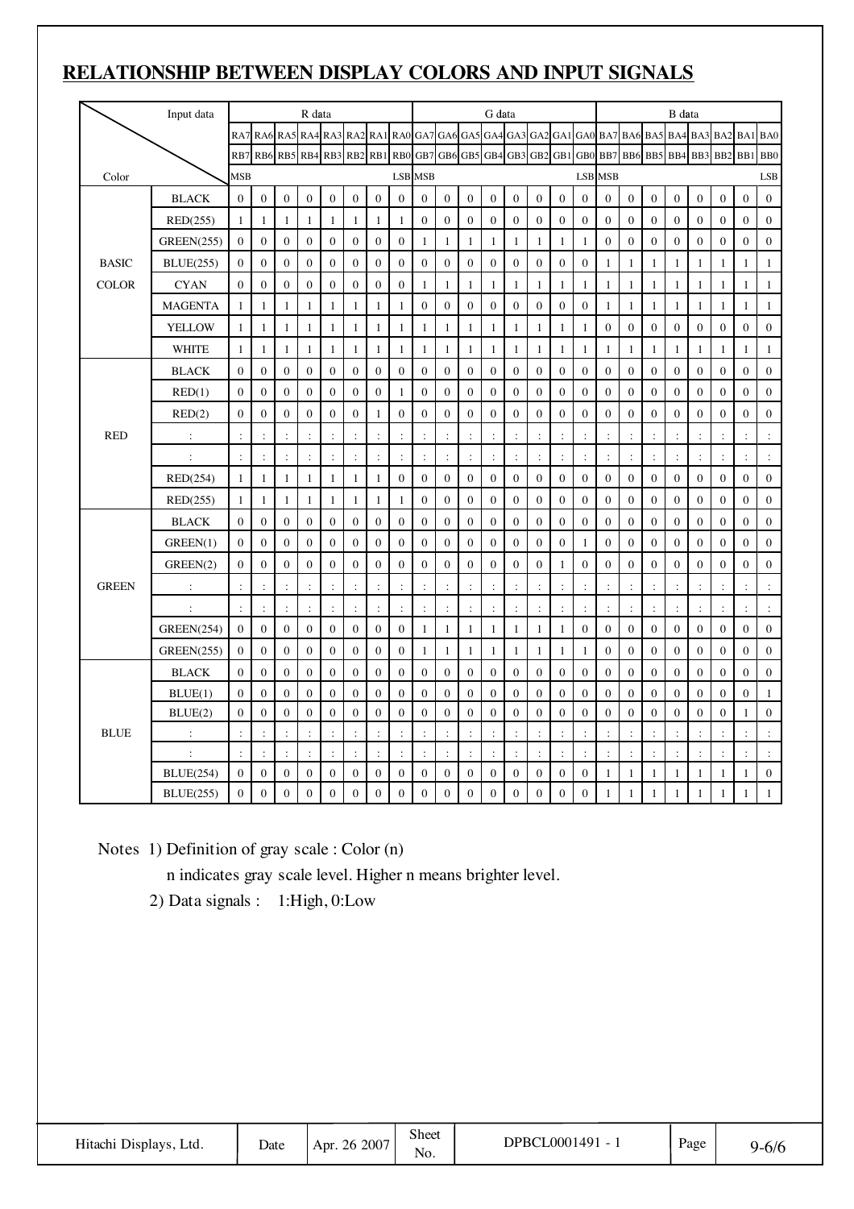## RELATIONSHIP BETWEEN DISPLAY COLORS AND INPUT SIGNALS

| Color | Input data | R data | | | | | | | | G data | | | | | | | | B data | | | | | | | |
|---|---|---|---|---|---|---|---|---|---|---|---|---|---|---|---|---|---|---|---|---|---|---|---|---|---|
| | | RA7 | RA6 | RA5 | RA4 | RA3 | RA2 | RA1 | RA0 | GA7 | GA6 | GA5 | GA4 | GA3 | GA2 | GA1 | GA0 | BA7 | BA6 | BA5 | BA4 | BA3 | BA2 | BA1 | BA0 |
| | | RB7 | RB6 | RB5 | RB4 | RB3 | RB2 | RB1 | RB0 | GB7 | GB6 | GB5 | GB4 | GB3 | GB2 | GB1 | GB0 | BB7 | BB6 | BB5 | BB4 | BB3 | BB2 | BB1 | BB0 |
| | | MSB | | | | | | | LSB | MSB | | | | | | | LSB | MSB | | | | | | | LSB |
| BASIC COLOR | BLACK | 0 | 0 | 0 | 0 | 0 | 0 | 0 | 0 | 0 | 0 | 0 | 0 | 0 | 0 | 0 | 0 | 0 | 0 | 0 | 0 | 0 | 0 | 0 | 0 |
| | RED(255) | 1 | 1 | 1 | 1 | 1 | 1 | 1 | 1 | 0 | 0 | 0 | 0 | 0 | 0 | 0 | 0 | 0 | 0 | 0 | 0 | 0 | 0 | 0 | 0 |
| | GREEN(255) | 0 | 0 | 0 | 0 | 0 | 0 | 0 | 0 | 1 | 1 | 1 | 1 | 1 | 1 | 1 | 1 | 0 | 0 | 0 | 0 | 0 | 0 | 0 | 0 |
| | BLUE(255) | 0 | 0 | 0 | 0 | 0 | 0 | 0 | 0 | 0 | 0 | 0 | 0 | 0 | 0 | 0 | 0 | 1 | 1 | 1 | 1 | 1 | 1 | 1 | 1 |
| | CYAN | 0 | 0 | 0 | 0 | 0 | 0 | 0 | 0 | 1 | 1 | 1 | 1 | 1 | 1 | 1 | 1 | 1 | 1 | 1 | 1 | 1 | 1 | 1 | 1 |
| | MAGENTA | 1 | 1 | 1 | 1 | 1 | 1 | 1 | 1 | 0 | 0 | 0 | 0 | 0 | 0 | 0 | 0 | 1 | 1 | 1 | 1 | 1 | 1 | 1 | 1 |
| | YELLOW | 1 | 1 | 1 | 1 | 1 | 1 | 1 | 1 | 1 | 1 | 1 | 1 | 1 | 1 | 1 | 1 | 0 | 0 | 0 | 0 | 0 | 0 | 0 | 0 |
| | WHITE | 1 | 1 | 1 | 1 | 1 | 1 | 1 | 1 | 1 | 1 | 1 | 1 | 1 | 1 | 1 | 1 | 1 | 1 | 1 | 1 | 1 | 1 | 1 | 1 |
| RED | BLACK | 0 | 0 | 0 | 0 | 0 | 0 | 0 | 0 | 0 | 0 | 0 | 0 | 0 | 0 | 0 | 0 | 0 | 0 | 0 | 0 | 0 | 0 | 0 | 0 |
| | RED(1) | 0 | 0 | 0 | 0 | 0 | 0 | 0 | 1 | 0 | 0 | 0 | 0 | 0 | 0 | 0 | 0 | 0 | 0 | 0 | 0 | 0 | 0 | 0 | 0 |
| | RED(2) | 0 | 0 | 0 | 0 | 0 | 0 | 1 | 0 | 0 | 0 | 0 | 0 | 0 | 0 | 0 | 0 | 0 | 0 | 0 | 0 | 0 | 0 | 0 | 0 |
| | : | : | : | : | : | : | : | : | : | : | : | : | : | : | : | : | : | : | : | : | : | : | : | : | : |
| | : | : | : | : | : | : | : | : | : | : | : | : | : | : | : | : | : | : | : | : | : | : | : | : | : |
| | RED(254) | 1 | 1 | 1 | 1 | 1 | 1 | 1 | 0 | 0 | 0 | 0 | 0 | 0 | 0 | 0 | 0 | 0 | 0 | 0 | 0 | 0 | 0 | 0 | 0 |
| | RED(255) | 1 | 1 | 1 | 1 | 1 | 1 | 1 | 1 | 0 | 0 | 0 | 0 | 0 | 0 | 0 | 0 | 0 | 0 | 0 | 0 | 0 | 0 | 0 | 0 |
| GREEN | BLACK | 0 | 0 | 0 | 0 | 0 | 0 | 0 | 0 | 0 | 0 | 0 | 0 | 0 | 0 | 0 | 0 | 0 | 0 | 0 | 0 | 0 | 0 | 0 | 0 |
| | GREEN(1) | 0 | 0 | 0 | 0 | 0 | 0 | 0 | 0 | 0 | 0 | 0 | 0 | 0 | 0 | 0 | 1 | 0 | 0 | 0 | 0 | 0 | 0 | 0 | 0 |
| | GREEN(2) | 0 | 0 | 0 | 0 | 0 | 0 | 0 | 0 | 0 | 0 | 0 | 0 | 0 | 0 | 1 | 0 | 0 | 0 | 0 | 0 | 0 | 0 | 0 | 0 |
| | : | : | : | : | : | : | : | : | : | : | : | : | : | : | : | : | : | : | : | : | : | : | : | : | : |
| | : | : | : | : | : | : | : | : | : | : | : | : | : | : | : | : | : | : | : | : | : | : | : | : | : |
| | GREEN(254) | 0 | 0 | 0 | 0 | 0 | 0 | 0 | 0 | 1 | 1 | 1 | 1 | 1 | 1 | 1 | 0 | 0 | 0 | 0 | 0 | 0 | 0 | 0 | 0 |
| | GREEN(255) | 0 | 0 | 0 | 0 | 0 | 0 | 0 | 0 | 1 | 1 | 1 | 1 | 1 | 1 | 1 | 1 | 0 | 0 | 0 | 0 | 0 | 0 | 0 | 0 |
| BLUE | BLACK | 0 | 0 | 0 | 0 | 0 | 0 | 0 | 0 | 0 | 0 | 0 | 0 | 0 | 0 | 0 | 0 | 0 | 0 | 0 | 0 | 0 | 0 | 0 | 0 |
| | BLUE(1) | 0 | 0 | 0 | 0 | 0 | 0 | 0 | 0 | 0 | 0 | 0 | 0 | 0 | 0 | 0 | 0 | 0 | 0 | 0 | 0 | 0 | 0 | 0 | 1 |
| | BLUE(2) | 0 | 0 | 0 | 0 | 0 | 0 | 0 | 0 | 0 | 0 | 0 | 0 | 0 | 0 | 0 | 0 | 0 | 0 | 0 | 0 | 0 | 0 | 1 | 0 |
| | : | : | : | : | : | : | : | : | : | : | : | : | : | : | : | : | : | : | : | : | : | : | : | : | : |
| | : | : | : | : | : | : | : | : | : | : | : | : | : | : | : | : | : | : | : | : | : | : | : | : | : |
| | BLUE(254) | 0 | 0 | 0 | 0 | 0 | 0 | 0 | 0 | 0 | 0 | 0 | 0 | 0 | 0 | 0 | 0 | 1 | 1 | 1 | 1 | 1 | 1 | 1 | 0 |
| | BLUE(255) | 0 | 0 | 0 | 0 | 0 | 0 | 0 | 0 | 0 | 0 | 0 | 0 | 0 | 0 | 0 | 0 | 1 | 1 | 1 | 1 | 1 | 1 | 1 | 1 |

Notes 1) Definition of gray scale : Color (n)

n indicates gray scale level. Higher n means brighter level.

2) Data signals : 1:High, 0:Low

| Hitachi Displays, Ltd. | Date | Apr. 26 2007 | Sheet No. | DPBCL0001491 - 1 | Page | 9-6/6 |
|---|---|---|---|---|---|---|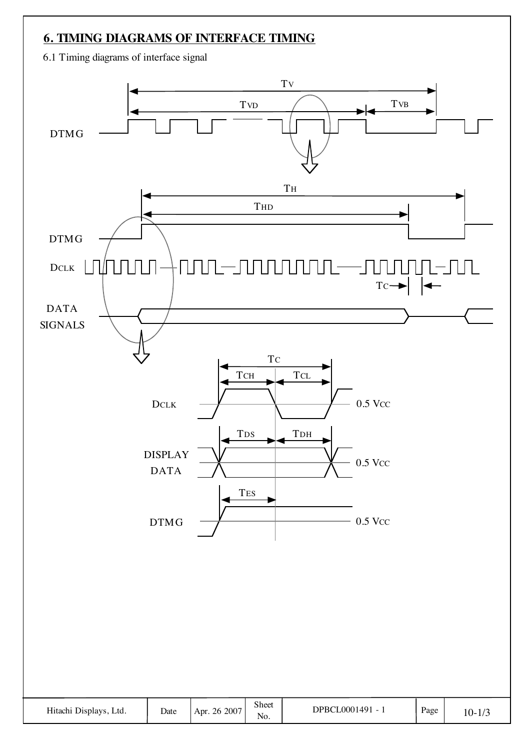## 6. TIMING DIAGRAMS OF INTERFACE TIMING

6.1 Timing diagrams of interface signal

TV

TVD

TVB

DTMG

TH

THD

DTMG

DCLK

TC

DATA SIGNALS

TC

TCH

TCL

DCLK

0.5 VCC

TDS

TDH

DISPLAY DATA

0.5 VCC

TES

DTMG

0.5 VCC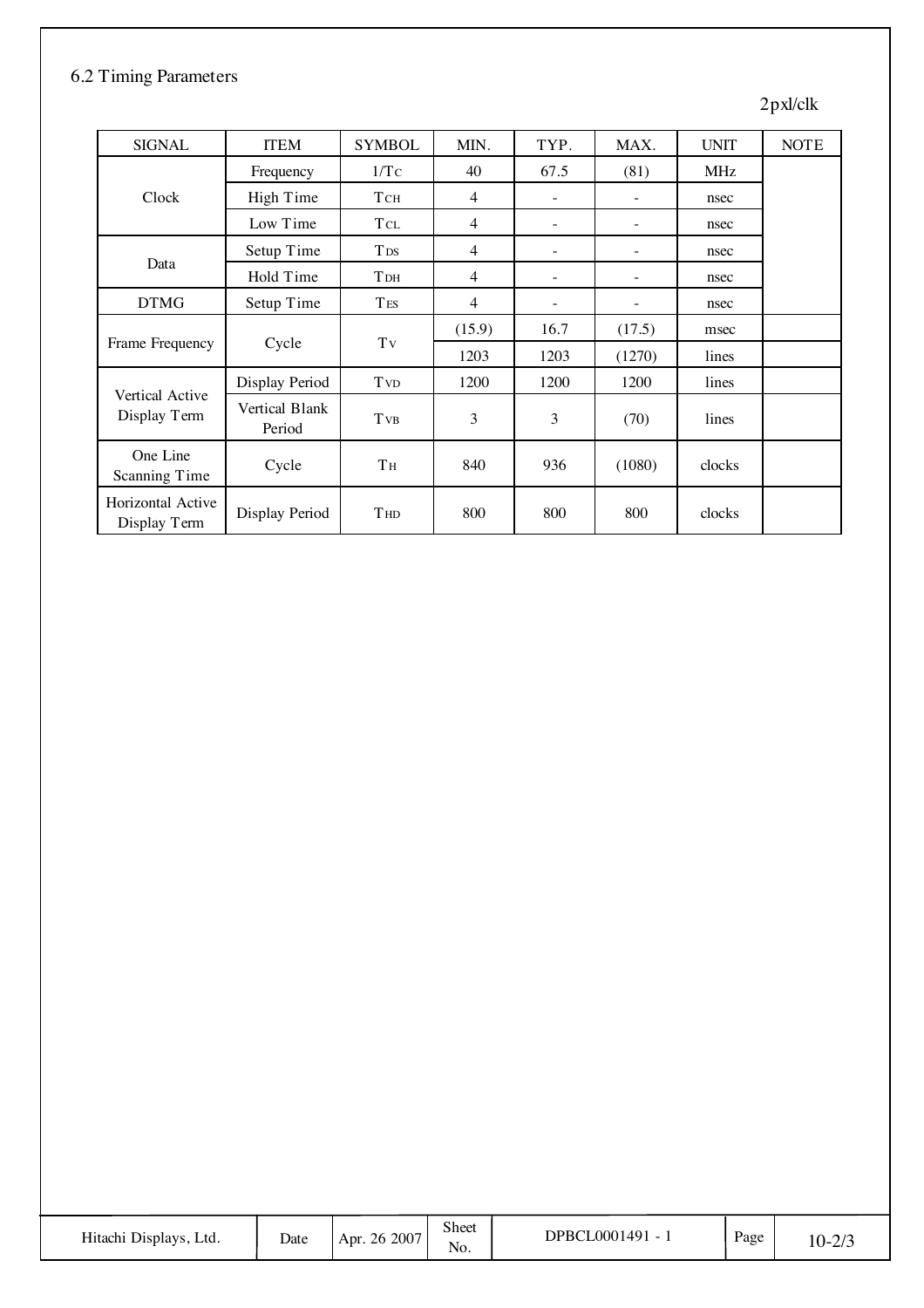## 6.2 Timing Parameters

2pxl/clk

| SIGNAL | ITEM | SYMBOL | MIN. | TYP. | MAX. | UNIT | NOTE |
|---|---|---|---|---|---|---|---|
| Clock | Frequency | $1/T_C$ | 40 | 67.5 | (81) | MHz | |
| | High Time | $T_{CH}$ | 4 | - | - | nsec | |
| | Low Time | $T_{CL}$ | 4 | - | - | nsec | |
| Data | Setup Time | $T_{DS}$ | 4 | - | - | nsec | |
| | Hold Time | $T_{DH}$ | 4 | - | - | nsec | |
| DTMG | Setup Time | $T_{ES}$ | 4 | - | - | nsec | |
| Frame Frequency | Cycle | $T_V$ | (15.9) | 16.7 | (17.5) | msec | |
| | | | 1203 | 1203 | (1270) | lines | |
| Vertical Active Display Term | Display Period | $T_{VD}$ | 1200 | 1200 | 1200 | lines | |
| | Vertical Blank Period | $T_{VB}$ | 3 | 3 | (70) | lines | |
| One Line Scanning Time | Cycle | $T_H$ | 840 | 936 | (1080) | clocks | |
| Horizontal Active Display Term | Display Period | $T_{HD}$ | 800 | 800 | 800 | clocks | |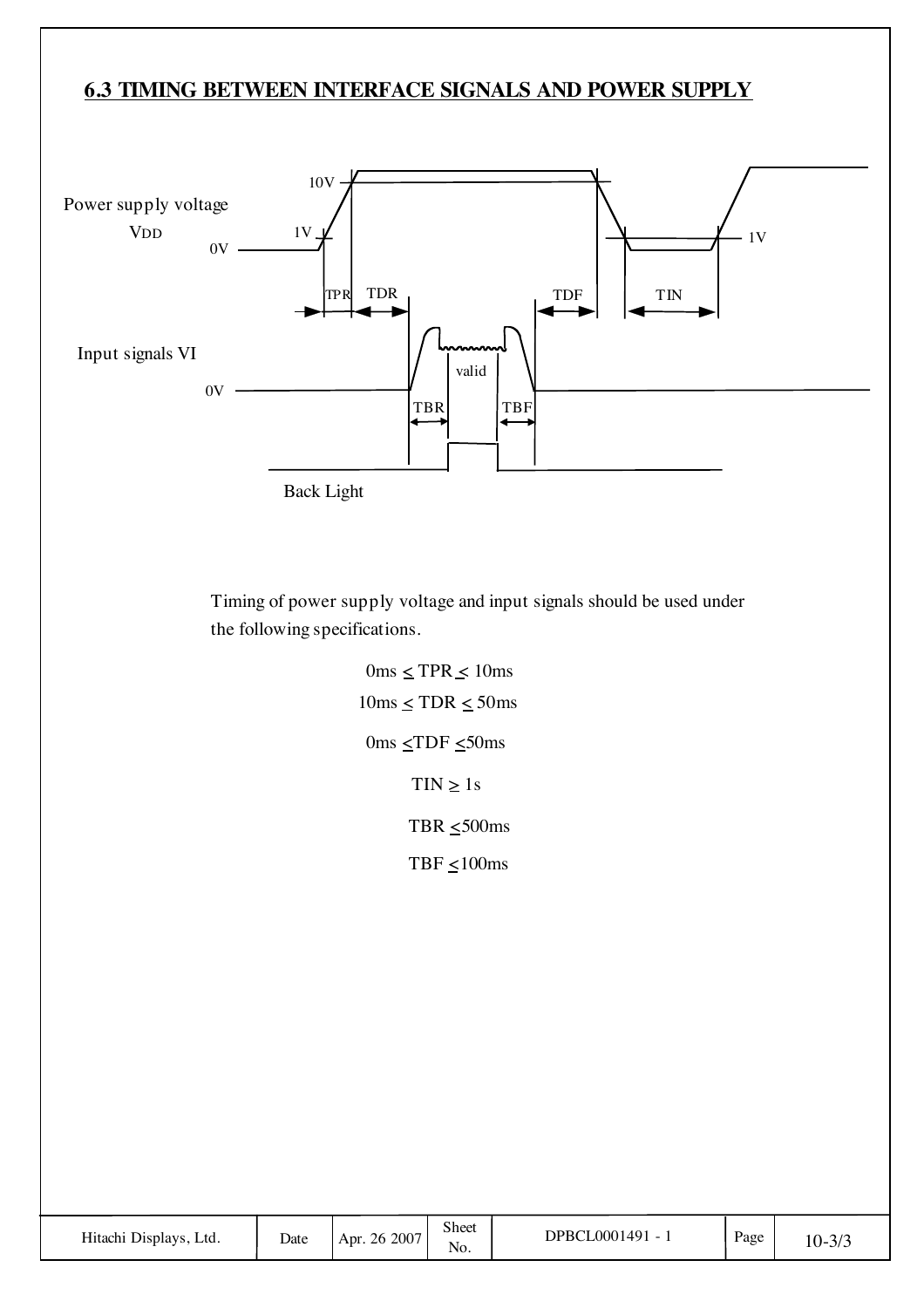## 6.3 TIMING BETWEEN INTERFACE SIGNALS AND POWER SUPPLY

Timing of power supply voltage and input signals should be used under the following specifications.

0ms $\leq$ TPR $\leq$ 10ms

10ms $\leq$ TDR $\leq$ 50ms

0ms $\leq$TDF $\leq$50ms

TIN $\geq$ 1s

TBR $\leq$500ms

TBF $\leq$100ms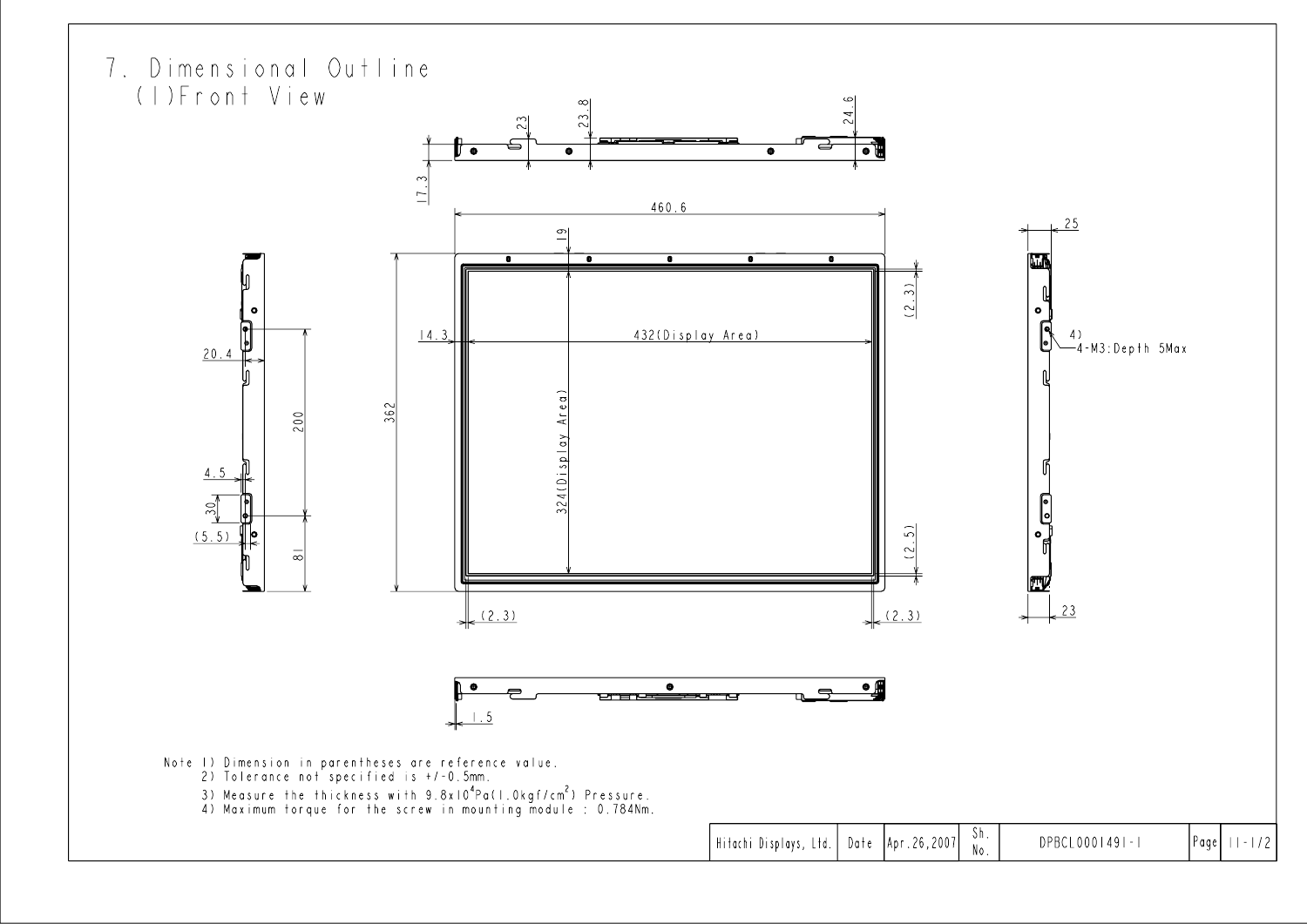# 7. Dimensional Outline

## (1) Front View

460.6

362

432(Display Area)

324(Display Area)

14.3

19

(2.3)

(2.5)

(2.3)

(2.3)

17.3

23

23.8

24.6

20.4

200

4.5

30

(5.5)

81

25

23

4)
4-M3:Depth 5Max

1.5

Note 1) Dimension in parentheses are reference value.
2) Tolerance not specified is +/-0.5mm.
3) Measure the thickness with $9.8 \times 10^4$Pa(1.0kgf/cm$^2$) Pressure.
4) Maximum torque for the screw in mounting module : 0.784Nm.

| Hitachi Displays, Ltd. | Date | Apr.26,2007 | Sh. No. | DPBCL0001491-1 | Page | 11-1/2 |
|---|---|---|---|---|---|---|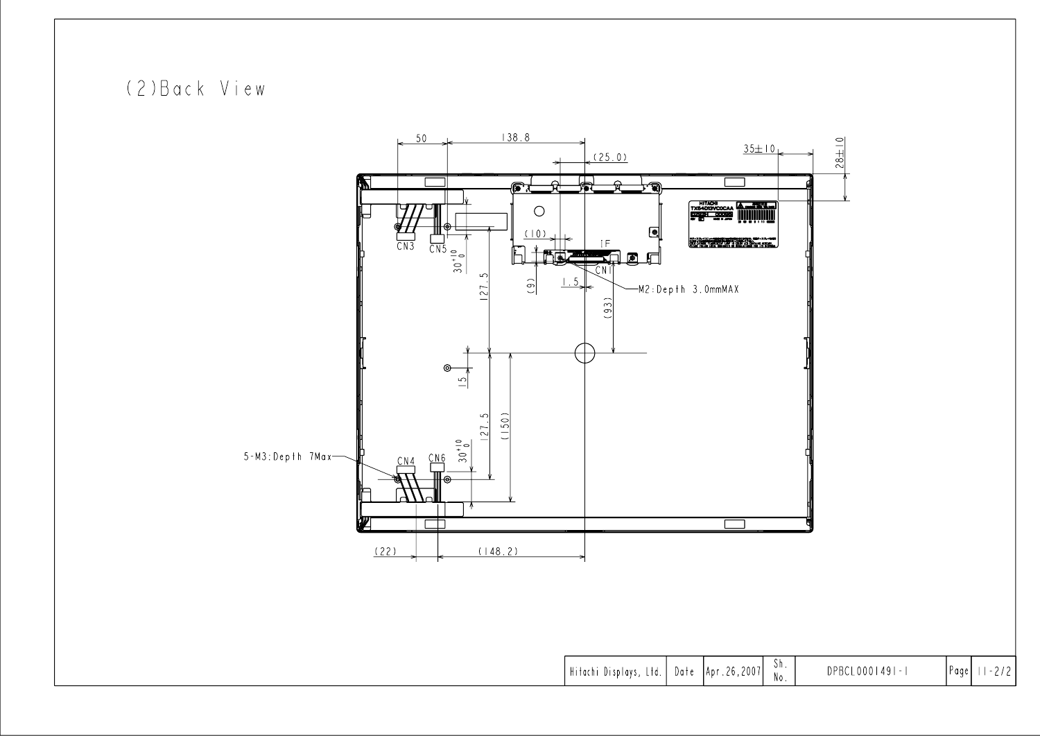## (2)Back View

50

138.8

(25.0)

35±10

28±10

HITACHI
TX64D13VC0CAA

(10)

IF

CN1

(9)

1.5

M2:Depth 3.0mmMAX

(93)

CN3

CN5

$30^{+10}_{0}$

127.5

15

127.5

(150)

5-M3:Depth 7Max

CN4

CN6

$30^{+10}_{0}$

(22)

(148.2)

| Hitachi Displays, Ltd. | Date | Apr.26,2007 | Sh. No. | DPBCL0001491-1 | Page | 11-2/2 |
|---|---|---|---|---|---|---|